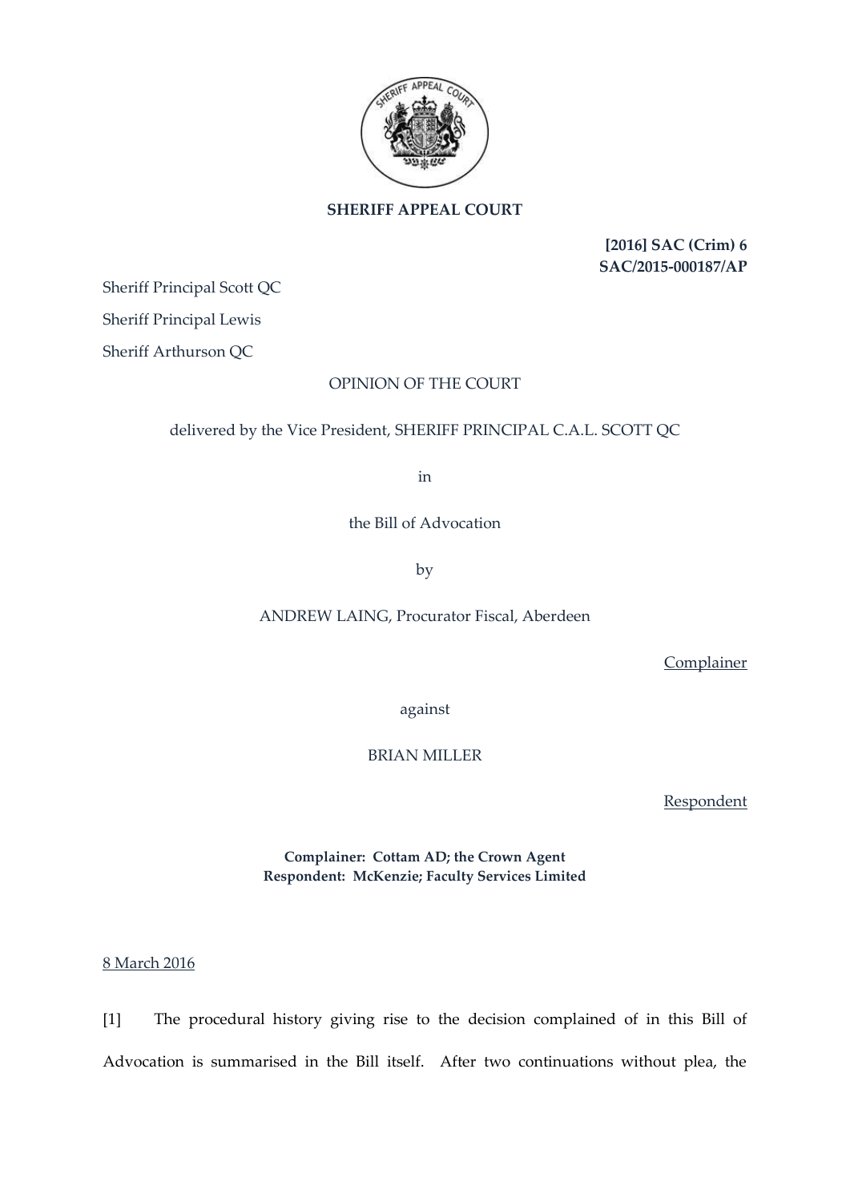**SHERIFF APPEAL COURT**

**[2016] SAC (Crim) 6**
**SAC/2015-000187/AP**

Sheriff Principal Scott QC

Sheriff Principal Lewis

Sheriff Arthurson QC

OPINION OF THE COURT

delivered by the Vice President, SHERIFF PRINCIPAL C.A.L. SCOTT QC

in

the Bill of Advocation

by

ANDREW LAING, Procurator Fiscal, Aberdeen

Complainer

against

BRIAN MILLER

Respondent

**Complainer: Cottam AD; the Crown Agent**
**Respondent: McKenzie; Faculty Services Limited**

8 March 2016

[1] The procedural history giving rise to the decision complained of in this Bill of Advocation is summarised in the Bill itself. After two continuations without plea, the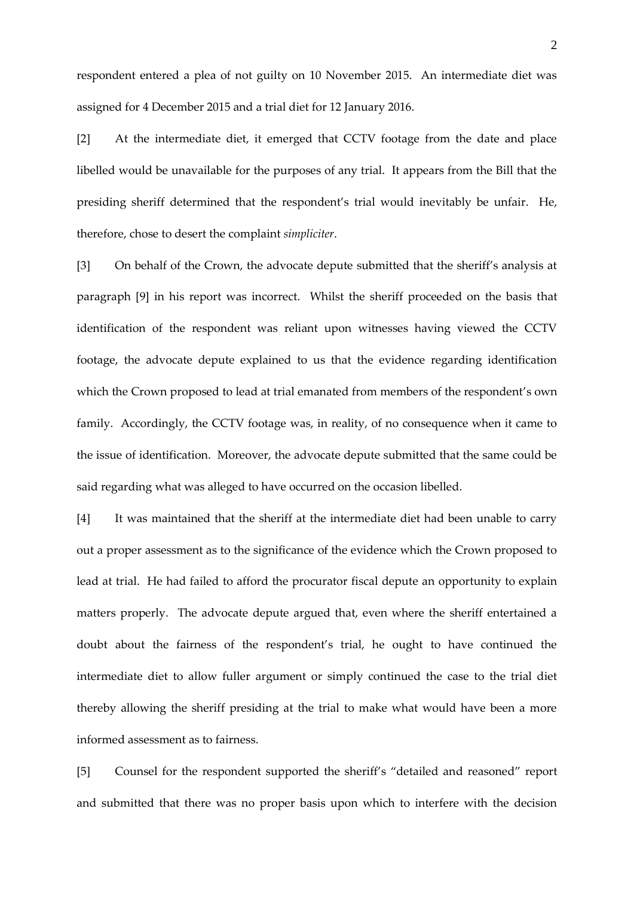respondent entered a plea of not guilty on 10 November 2015. An intermediate diet was assigned for 4 December 2015 and a trial diet for 12 January 2016.

[2] At the intermediate diet, it emerged that CCTV footage from the date and place libelled would be unavailable for the purposes of any trial. It appears from the Bill that the presiding sheriff determined that the respondent's trial would inevitably be unfair. He, therefore, chose to desert the complaint *simpliciter*.

[3] On behalf of the Crown, the advocate depute submitted that the sheriff's analysis at paragraph [9] in his report was incorrect. Whilst the sheriff proceeded on the basis that identification of the respondent was reliant upon witnesses having viewed the CCTV footage, the advocate depute explained to us that the evidence regarding identification which the Crown proposed to lead at trial emanated from members of the respondent's own family. Accordingly, the CCTV footage was, in reality, of no consequence when it came to the issue of identification. Moreover, the advocate depute submitted that the same could be said regarding what was alleged to have occurred on the occasion libelled.

[4] It was maintained that the sheriff at the intermediate diet had been unable to carry out a proper assessment as to the significance of the evidence which the Crown proposed to lead at trial. He had failed to afford the procurator fiscal depute an opportunity to explain matters properly. The advocate depute argued that, even where the sheriff entertained a doubt about the fairness of the respondent's trial, he ought to have continued the intermediate diet to allow fuller argument or simply continued the case to the trial diet thereby allowing the sheriff presiding at the trial to make what would have been a more informed assessment as to fairness.

[5] Counsel for the respondent supported the sheriff's "detailed and reasoned" report and submitted that there was no proper basis upon which to interfere with the decision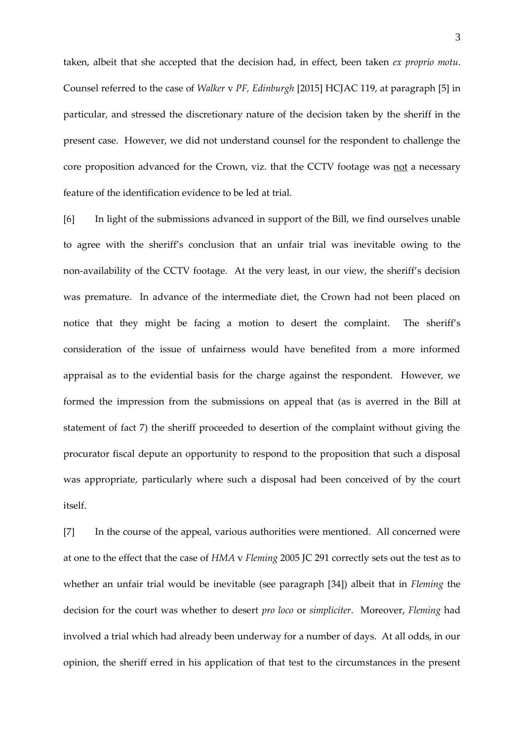taken, albeit that she accepted that the decision had, in effect, been taken *ex proprio motu*. Counsel referred to the case of *Walker* v *PF, Edinburgh* [2015] HCJAC 119, at paragraph [5] in particular, and stressed the discretionary nature of the decision taken by the sheriff in the present case. However, we did not understand counsel for the respondent to challenge the core proposition advanced for the Crown, viz. that the CCTV footage was <u>not</u> a necessary feature of the identification evidence to be led at trial.

[6] In light of the submissions advanced in support of the Bill, we find ourselves unable to agree with the sheriff's conclusion that an unfair trial was inevitable owing to the non-availability of the CCTV footage. At the very least, in our view, the sheriff's decision was premature. In advance of the intermediate diet, the Crown had not been placed on notice that they might be facing a motion to desert the complaint. The sheriff's consideration of the issue of unfairness would have benefited from a more informed appraisal as to the evidential basis for the charge against the respondent. However, we formed the impression from the submissions on appeal that (as is averred in the Bill at statement of fact 7) the sheriff proceeded to desertion of the complaint without giving the procurator fiscal depute an opportunity to respond to the proposition that such a disposal was appropriate, particularly where such a disposal had been conceived of by the court itself.

[7] In the course of the appeal, various authorities were mentioned. All concerned were at one to the effect that the case of *HMA* v *Fleming* 2005 JC 291 correctly sets out the test as to whether an unfair trial would be inevitable (see paragraph [34]) albeit that in *Fleming* the decision for the court was whether to desert *pro loco* or *simpliciter*. Moreover, *Fleming* had involved a trial which had already been underway for a number of days. At all odds, in our opinion, the sheriff erred in his application of that test to the circumstances in the present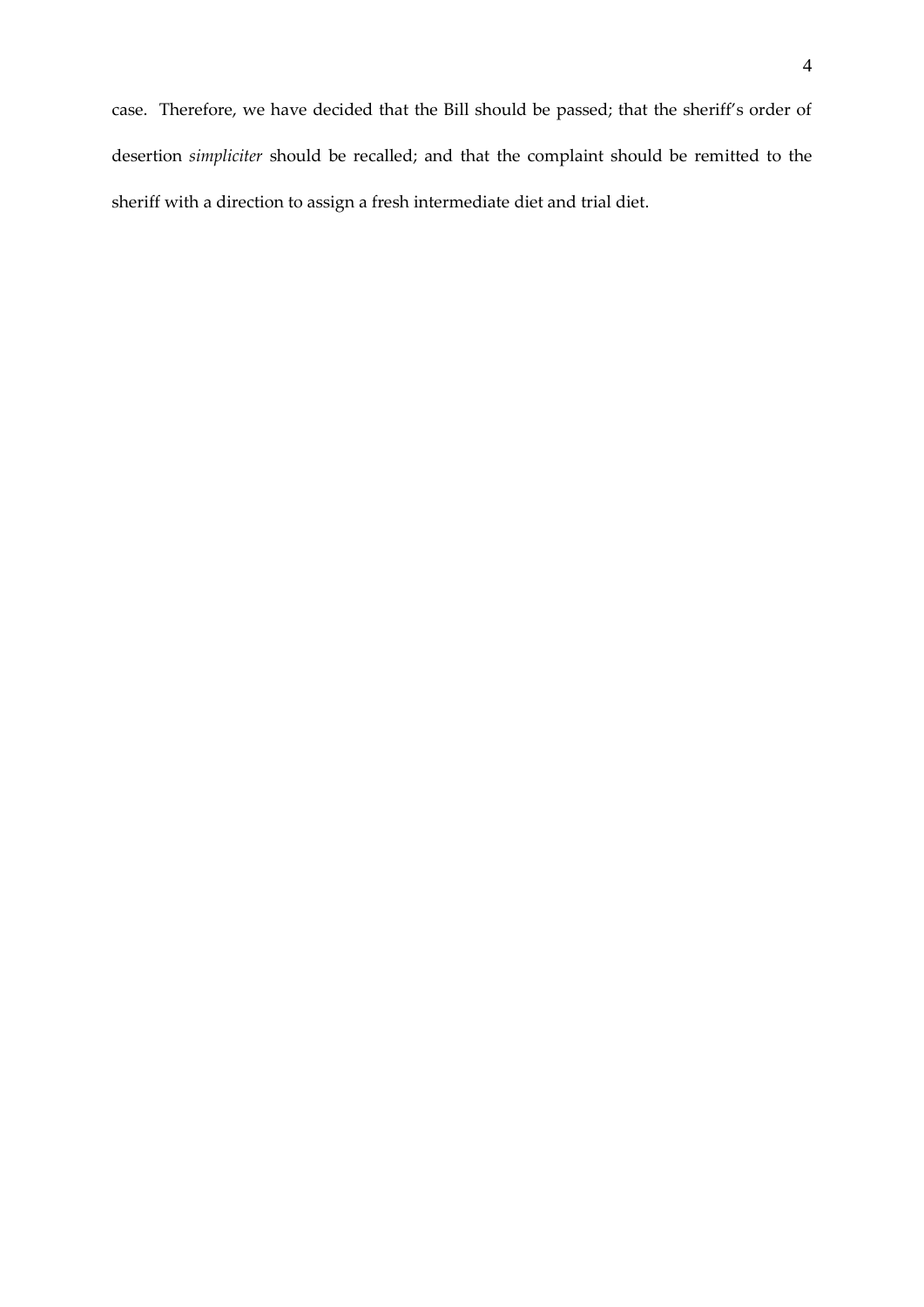case. Therefore, we have decided that the Bill should be passed; that the sheriff's order of desertion *simpliciter* should be recalled; and that the complaint should be remitted to the sheriff with a direction to assign a fresh intermediate diet and trial diet.